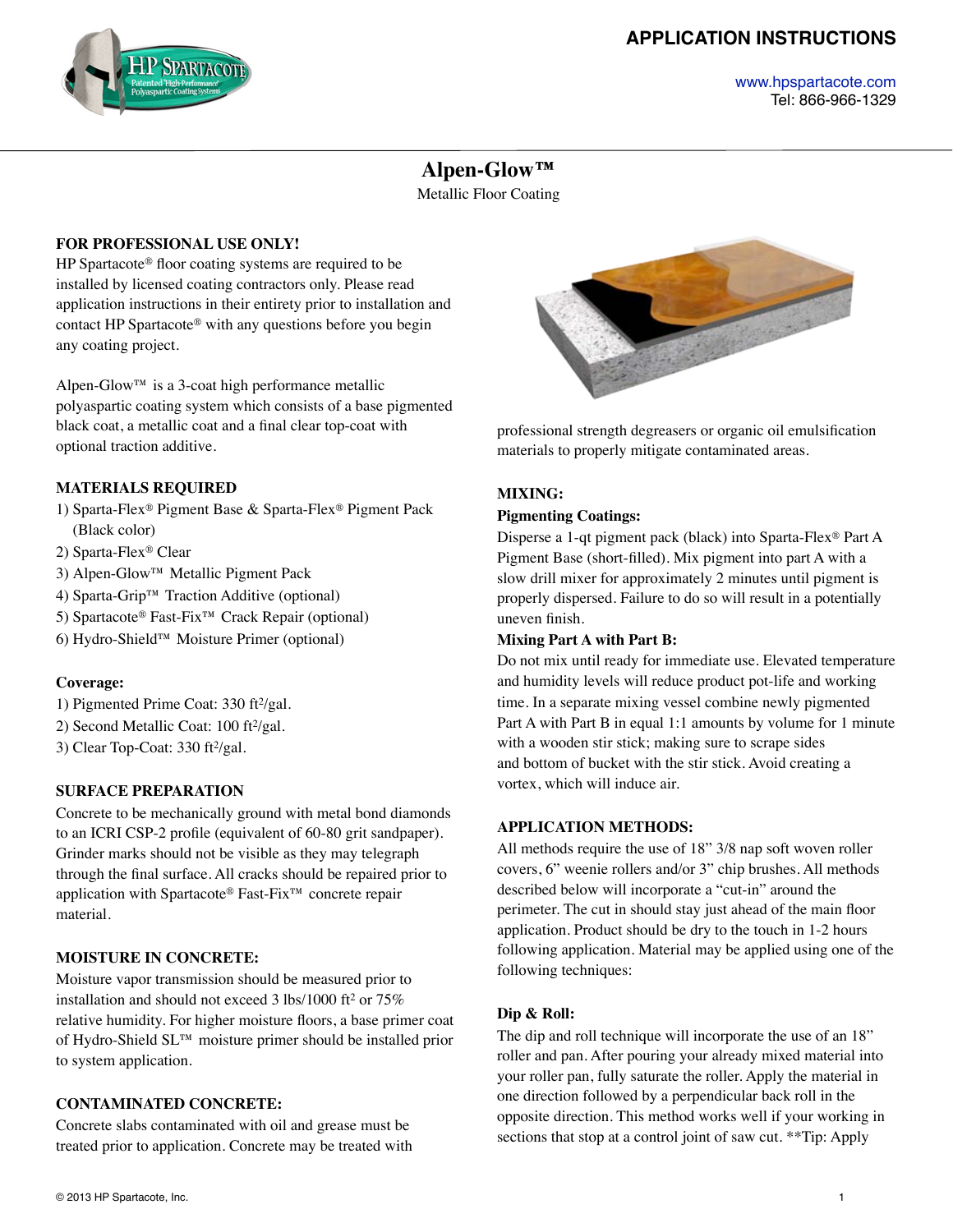# APPLICATION INSTRUCTIONS

www.hpspartacote.com
Tel: 866-966-1329

## Alpen-Glow™

Metallic Floor Coating

**FOR PROFESSIONAL USE ONLY!**

HP Spartacote® floor coating systems are required to be installed by licensed coating contractors only. Please read application instructions in their entirety prior to installation and contact HP Spartacote® with any questions before you begin any coating project.

Alpen-Glow™ is a 3-coat high performance metallic polyaspartic coating system which consists of a base pigmented black coat, a metallic coat and a final clear top-coat with optional traction additive.

### MATERIALS REQUIRED

1) Sparta-Flex® Pigment Base & Sparta-Flex® Pigment Pack (Black color)
2) Sparta-Flex® Clear
3) Alpen-Glow™ Metallic Pigment Pack
4) Sparta-Grip™ Traction Additive (optional)
5) Spartacote® Fast-Fix™ Crack Repair (optional)
6) Hydro-Shield™ Moisture Primer (optional)

**Coverage:**

1) Pigmented Prime Coat: 330 ft²/gal.
2) Second Metallic Coat: 100 ft²/gal.
3) Clear Top-Coat: 330 ft²/gal.

### SURFACE PREPARATION

Concrete to be mechanically ground with metal bond diamonds to an ICRI CSP-2 profile (equivalent of 60-80 grit sandpaper). Grinder marks should not be visible as they may telegraph through the final surface. All cracks should be repaired prior to application with Spartacote® Fast-Fix™ concrete repair material.

### MOISTURE IN CONCRETE:

Moisture vapor transmission should be measured prior to installation and should not exceed 3 lbs/1000 ft² or 75% relative humidity. For higher moisture floors, a base primer coat of Hydro-Shield SL™ moisture primer should be installed prior to system application.

### CONTAMINATED CONCRETE:

Concrete slabs contaminated with oil and grease must be treated prior to application. Concrete may be treated with professional strength degreasers or organic oil emulsification materials to properly mitigate contaminated areas.

### MIXING:

**Pigmenting Coatings:**

Disperse a 1-qt pigment pack (black) into Sparta-Flex® Part A Pigment Base (short-filled). Mix pigment into part A with a slow drill mixer for approximately 2 minutes until pigment is properly dispersed. Failure to do so will result in a potentially uneven finish.

**Mixing Part A with Part B:**

Do not mix until ready for immediate use. Elevated temperature and humidity levels will reduce product pot-life and working time. In a separate mixing vessel combine newly pigmented Part A with Part B in equal 1:1 amounts by volume for 1 minute with a wooden stir stick; making sure to scrape sides and bottom of bucket with the stir stick. Avoid creating a vortex, which will induce air.

### APPLICATION METHODS:

All methods require the use of 18" 3/8 nap soft woven roller covers, 6" weenie rollers and/or 3" chip brushes. All methods described below will incorporate a "cut-in" around the perimeter. The cut in should stay just ahead of the main floor application. Product should be dry to the touch in 1-2 hours following application. Material may be applied using one of the following techniques:

**Dip & Roll:**

The dip and roll technique will incorporate the use of an 18" roller and pan. After pouring your already mixed material into your roller pan, fully saturate the roller. Apply the material in one direction followed by a perpendicular back roll in the opposite direction. This method works well if your working in sections that stop at a control joint of saw cut. **Tip: Apply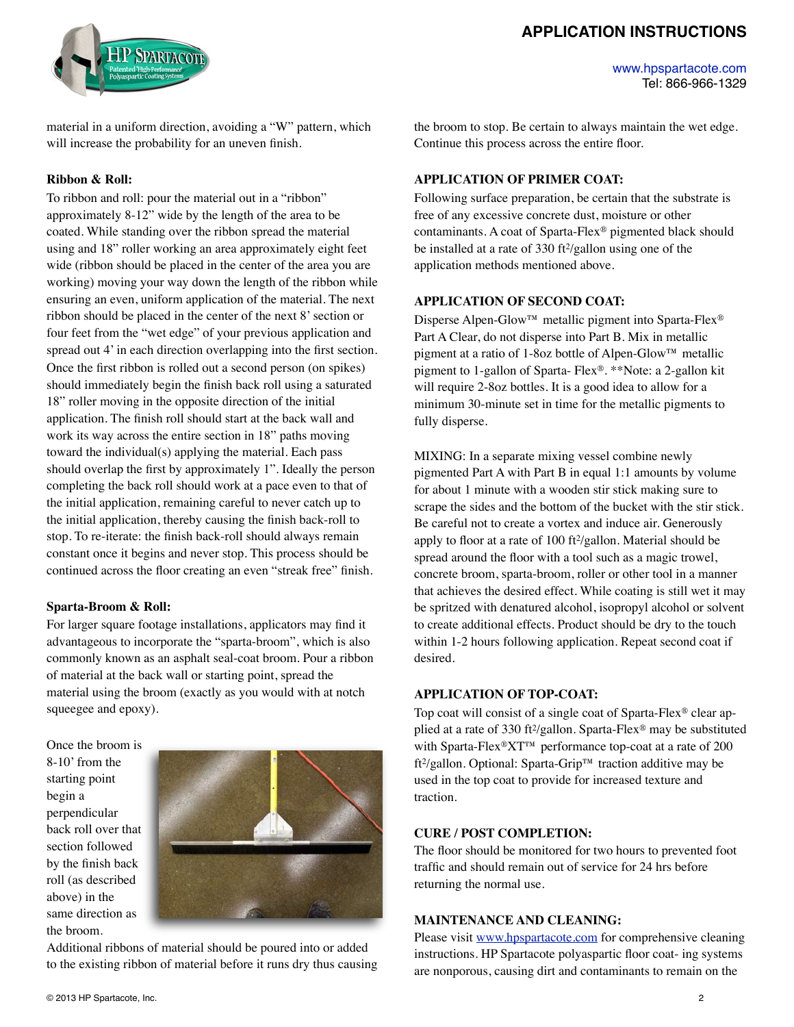material in a uniform direction, avoiding a "W" pattern, which will increase the probability for an uneven finish.

**Ribbon & Roll:**

To ribbon and roll: pour the material out in a "ribbon" approximately 8-12" wide by the length of the area to be coated. While standing over the ribbon spread the material using and 18" roller working an area approximately eight feet wide (ribbon should be placed in the center of the area you are working) moving your way down the length of the ribbon while ensuring an even, uniform application of the material. The next ribbon should be placed in the center of the next 8' section or four feet from the "wet edge" of your previous application and spread out 4' in each direction overlapping into the first section. Once the first ribbon is rolled out a second person (on spikes) should immediately begin the finish back roll using a saturated 18" roller moving in the opposite direction of the initial application. The finish roll should start at the back wall and work its way across the entire section in 18" paths moving toward the individual(s) applying the material. Each pass should overlap the first by approximately 1". Ideally the person completing the back roll should work at a pace even to that of the initial application, remaining careful to never catch up to the initial application, thereby causing the finish back-roll to stop. To re-iterate: the finish back-roll should always remain constant once it begins and never stop. This process should be continued across the floor creating an even "streak free" finish.

**Sparta-Broom & Roll:**

For larger square footage installations, applicators may find it advantageous to incorporate the "sparta-broom", which is also commonly known as an asphalt seal-coat broom. Pour a ribbon of material at the back wall or starting point, spread the material using the broom (exactly as you would with at notch squeegee and epoxy).

Once the broom is 8-10' from the starting point begin a perpendicular back roll over that section followed by the finish back roll (as described above) in the same direction as the broom.

Additional ribbons of material should be poured into or added to the existing ribbon of material before it runs dry thus causing the broom to stop. Be certain to always maintain the wet edge. Continue this process across the entire floor.

**APPLICATION OF PRIMER COAT:**

Following surface preparation, be certain that the substrate is free of any excessive concrete dust, moisture or other contaminants. A coat of Sparta-Flex® pigmented black should be installed at a rate of 330 $ft^2$/gallon using one of the application methods mentioned above.

**APPLICATION OF SECOND COAT:**

Disperse Alpen-Glow™ metallic pigment into Sparta-Flex® Part A Clear, do not disperse into Part B. Mix in metallic pigment at a ratio of 1-8oz bottle of Alpen-Glow™ metallic pigment to 1-gallon of Sparta- Flex®. **Note: a 2-gallon kit will require 2-8oz bottles. It is a good idea to allow for a minimum 30-minute set in time for the metallic pigments to fully disperse.

MIXING: In a separate mixing vessel combine newly pigmented Part A with Part B in equal 1:1 amounts by volume for about 1 minute with a wooden stir stick making sure to scrape the sides and the bottom of the bucket with the stir stick. Be careful not to create a vortex and induce air. Generously apply to floor at a rate of 100 $ft^2$/gallon. Material should be spread around the floor with a tool such as a magic trowel, concrete broom, sparta-broom, roller or other tool in a manner that achieves the desired effect. While coating is still wet it may be spritzed with denatured alcohol, isopropyl alcohol or solvent to create additional effects. Product should be dry to the touch within 1-2 hours following application. Repeat second coat if desired.

**APPLICATION OF TOP-COAT:**

Top coat will consist of a single coat of Sparta-Flex® clear applied at a rate of 330 $ft^2$/gallon. Sparta-Flex® may be substituted with Sparta-Flex®XT™ performance top-coat at a rate of 200 $ft^2$/gallon. Optional: Sparta-Grip™ traction additive may be used in the top coat to provide for increased texture and traction.

**CURE / POST COMPLETION:**

The floor should be monitored for two hours to prevented foot traffic and should remain out of service for 24 hrs before returning the normal use.

**MAINTENANCE AND CLEANING:**

Please visit www.hpspartacote.com for comprehensive cleaning instructions. HP Spartacote polyaspartic floor coat- ing systems are nonporous, causing dirt and contaminants to remain on the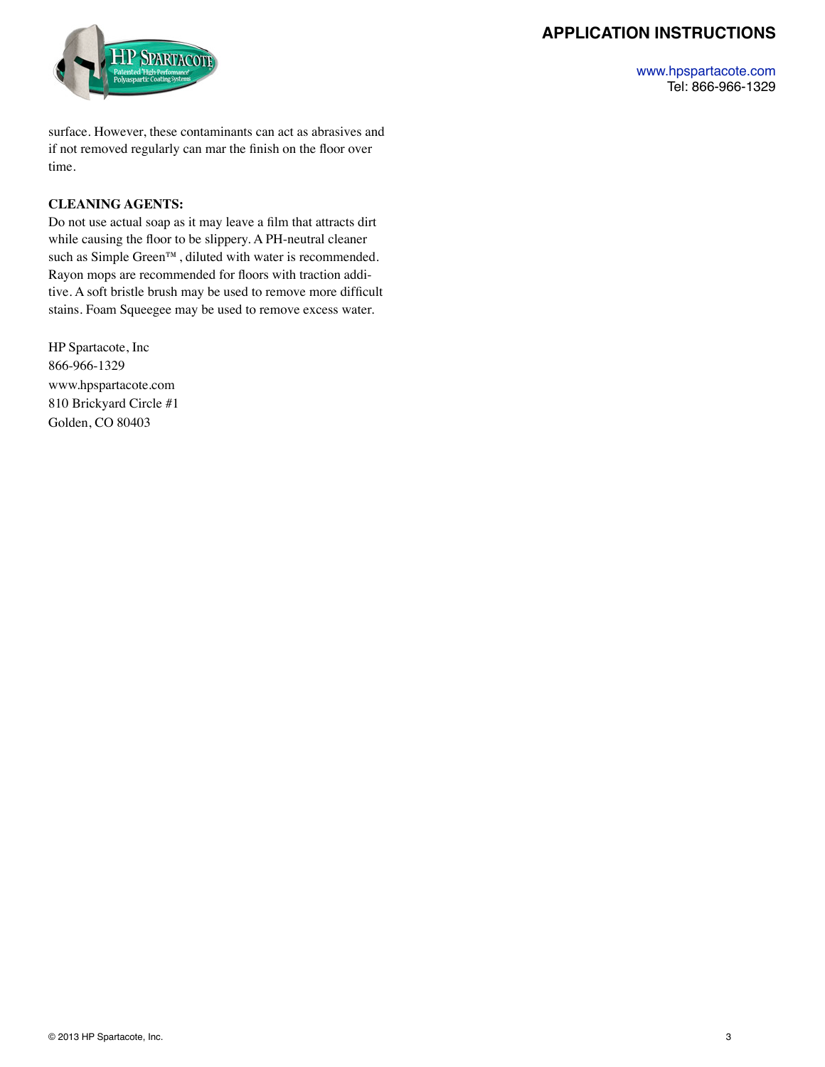surface. However, these contaminants can act as abrasives and if not removed regularly can mar the finish on the floor over time.

**CLEANING AGENTS:**

Do not use actual soap as it may leave a film that attracts dirt while causing the floor to be slippery. A PH-neutral cleaner such as Simple Green™ , diluted with water is recommended. Rayon mops are recommended for floors with traction additive. A soft bristle brush may be used to remove more difficult stains. Foam Squeegee may be used to remove excess water.

HP Spartacote, Inc
866-966-1329
www.hpspartacote.com
810 Brickyard Circle #1
Golden, CO 80403